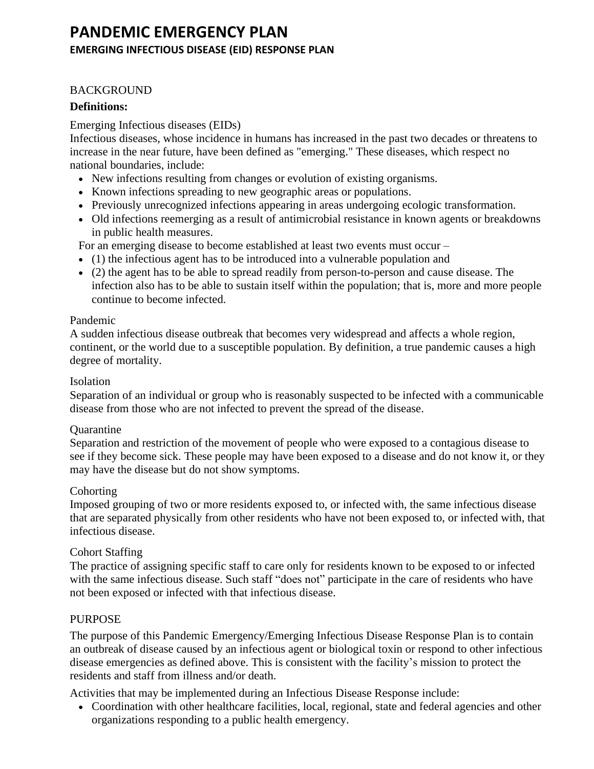# PANDEMIC EMERGENCY PLAN

## EMERGING INFECTIOUS DISEASE (EID) RESPONSE PLAN

BACKGROUND

**Definitions:**

Emerging Infectious diseases (EIDs)

Infectious diseases, whose incidence in humans has increased in the past two decades or threatens to increase in the near future, have been defined as "emerging." These diseases, which respect no national boundaries, include:

- New infections resulting from changes or evolution of existing organisms.
- Known infections spreading to new geographic areas or populations.
- Previously unrecognized infections appearing in areas undergoing ecologic transformation.
- Old infections reemerging as a result of antimicrobial resistance in known agents or breakdowns in public health measures.

For an emerging disease to become established at least two events must occur –

- (1) the infectious agent has to be introduced into a vulnerable population and
- (2) the agent has to be able to spread readily from person-to-person and cause disease. The infection also has to be able to sustain itself within the population; that is, more and more people continue to become infected.

Pandemic

A sudden infectious disease outbreak that becomes very widespread and affects a whole region, continent, or the world due to a susceptible population. By definition, a true pandemic causes a high degree of mortality.

Isolation

Separation of an individual or group who is reasonably suspected to be infected with a communicable disease from those who are not infected to prevent the spread of the disease.

Quarantine

Separation and restriction of the movement of people who were exposed to a contagious disease to see if they become sick. These people may have been exposed to a disease and do not know it, or they may have the disease but do not show symptoms.

Cohorting

Imposed grouping of two or more residents exposed to, or infected with, the same infectious disease that are separated physically from other residents who have not been exposed to, or infected with, that infectious disease.

Cohort Staffing

The practice of assigning specific staff to care only for residents known to be exposed to or infected with the same infectious disease. Such staff "does not" participate in the care of residents who have not been exposed or infected with that infectious disease.

PURPOSE

The purpose of this Pandemic Emergency/Emerging Infectious Disease Response Plan is to contain an outbreak of disease caused by an infectious agent or biological toxin or respond to other infectious disease emergencies as defined above. This is consistent with the facility's mission to protect the residents and staff from illness and/or death.

Activities that may be implemented during an Infectious Disease Response include:

- Coordination with other healthcare facilities, local, regional, state and federal agencies and other organizations responding to a public health emergency.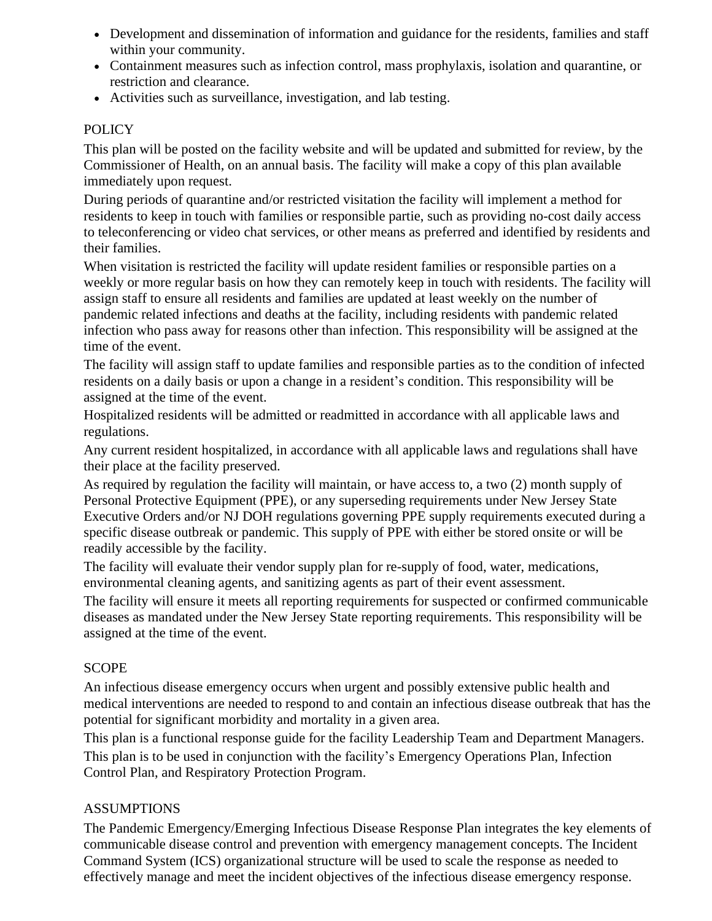- Development and dissemination of information and guidance for the residents, families and staff within your community.
- Containment measures such as infection control, mass prophylaxis, isolation and quarantine, or restriction and clearance.
- Activities such as surveillance, investigation, and lab testing.

## POLICY

This plan will be posted on the facility website and will be updated and submitted for review, by the Commissioner of Health, on an annual basis. The facility will make a copy of this plan available immediately upon request.

During periods of quarantine and/or restricted visitation the facility will implement a method for residents to keep in touch with families or responsible partie, such as providing no-cost daily access to teleconferencing or video chat services, or other means as preferred and identified by residents and their families.

When visitation is restricted the facility will update resident families or responsible parties on a weekly or more regular basis on how they can remotely keep in touch with residents. The facility will assign staff to ensure all residents and families are updated at least weekly on the number of pandemic related infections and deaths at the facility, including residents with pandemic related infection who pass away for reasons other than infection. This responsibility will be assigned at the time of the event.

The facility will assign staff to update families and responsible parties as to the condition of infected residents on a daily basis or upon a change in a resident's condition. This responsibility will be assigned at the time of the event.

Hospitalized residents will be admitted or readmitted in accordance with all applicable laws and regulations.

Any current resident hospitalized, in accordance with all applicable laws and regulations shall have their place at the facility preserved.

As required by regulation the facility will maintain, or have access to, a two (2) month supply of Personal Protective Equipment (PPE), or any superseding requirements under New Jersey State Executive Orders and/or NJ DOH regulations governing PPE supply requirements executed during a specific disease outbreak or pandemic. This supply of PPE with either be stored onsite or will be readily accessible by the facility.

The facility will evaluate their vendor supply plan for re-supply of food, water, medications, environmental cleaning agents, and sanitizing agents as part of their event assessment.

The facility will ensure it meets all reporting requirements for suspected or confirmed communicable diseases as mandated under the New Jersey State reporting requirements. This responsibility will be assigned at the time of the event.

## SCOPE

An infectious disease emergency occurs when urgent and possibly extensive public health and medical interventions are needed to respond to and contain an infectious disease outbreak that has the potential for significant morbidity and mortality in a given area.

This plan is a functional response guide for the facility Leadership Team and Department Managers.

This plan is to be used in conjunction with the facility's Emergency Operations Plan, Infection Control Plan, and Respiratory Protection Program.

## ASSUMPTIONS

The Pandemic Emergency/Emerging Infectious Disease Response Plan integrates the key elements of communicable disease control and prevention with emergency management concepts. The Incident Command System (ICS) organizational structure will be used to scale the response as needed to effectively manage and meet the incident objectives of the infectious disease emergency response.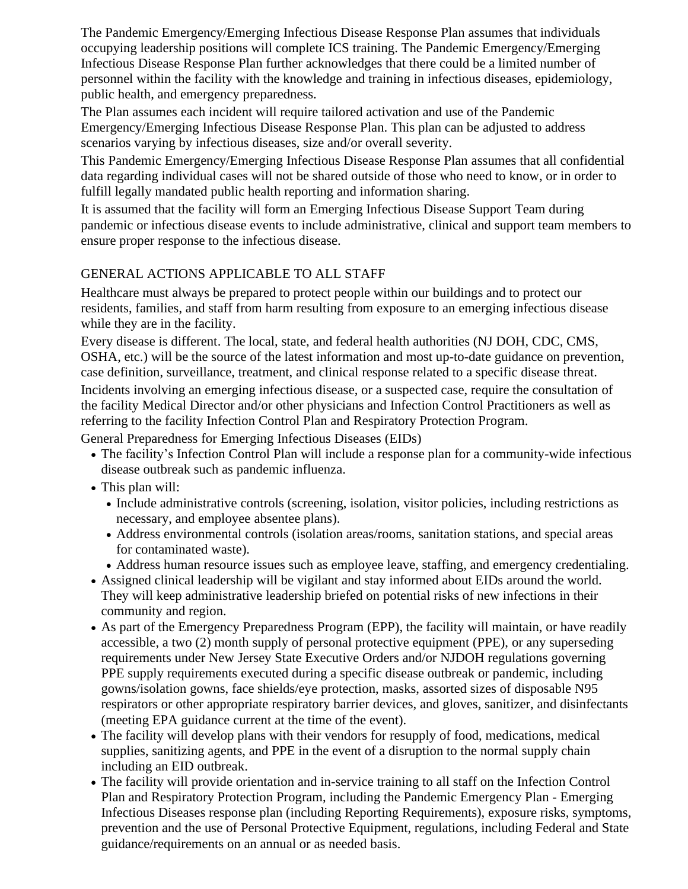The Pandemic Emergency/Emerging Infectious Disease Response Plan assumes that individuals occupying leadership positions will complete ICS training. The Pandemic Emergency/Emerging Infectious Disease Response Plan further acknowledges that there could be a limited number of personnel within the facility with the knowledge and training in infectious diseases, epidemiology, public health, and emergency preparedness.

The Plan assumes each incident will require tailored activation and use of the Pandemic Emergency/Emerging Infectious Disease Response Plan. This plan can be adjusted to address scenarios varying by infectious diseases, size and/or overall severity.

This Pandemic Emergency/Emerging Infectious Disease Response Plan assumes that all confidential data regarding individual cases will not be shared outside of those who need to know, or in order to fulfill legally mandated public health reporting and information sharing.

It is assumed that the facility will form an Emerging Infectious Disease Support Team during pandemic or infectious disease events to include administrative, clinical and support team members to ensure proper response to the infectious disease.

## GENERAL ACTIONS APPLICABLE TO ALL STAFF

Healthcare must always be prepared to protect people within our buildings and to protect our residents, families, and staff from harm resulting from exposure to an emerging infectious disease while they are in the facility.

Every disease is different. The local, state, and federal health authorities (NJ DOH, CDC, CMS, OSHA, etc.) will be the source of the latest information and most up-to-date guidance on prevention, case definition, surveillance, treatment, and clinical response related to a specific disease threat.

Incidents involving an emerging infectious disease, or a suspected case, require the consultation of the facility Medical Director and/or other physicians and Infection Control Practitioners as well as referring to the facility Infection Control Plan and Respiratory Protection Program.

General Preparedness for Emerging Infectious Diseases (EIDs)

- The facility's Infection Control Plan will include a response plan for a community-wide infectious disease outbreak such as pandemic influenza.
- This plan will:
  - Include administrative controls (screening, isolation, visitor policies, including restrictions as necessary, and employee absentee plans).
  - Address environmental controls (isolation areas/rooms, sanitation stations, and special areas for contaminated waste).
  - Address human resource issues such as employee leave, staffing, and emergency credentialing.
- Assigned clinical leadership will be vigilant and stay informed about EIDs around the world. They will keep administrative leadership briefed on potential risks of new infections in their community and region.
- As part of the Emergency Preparedness Program (EPP), the facility will maintain, or have readily accessible, a two (2) month supply of personal protective equipment (PPE), or any superseding requirements under New Jersey State Executive Orders and/or NJDOH regulations governing PPE supply requirements executed during a specific disease outbreak or pandemic, including gowns/isolation gowns, face shields/eye protection, masks, assorted sizes of disposable N95 respirators or other appropriate respiratory barrier devices, and gloves, sanitizer, and disinfectants (meeting EPA guidance current at the time of the event).
- The facility will develop plans with their vendors for resupply of food, medications, medical supplies, sanitizing agents, and PPE in the event of a disruption to the normal supply chain including an EID outbreak.
- The facility will provide orientation and in-service training to all staff on the Infection Control Plan and Respiratory Protection Program, including the Pandemic Emergency Plan - Emerging Infectious Diseases response plan (including Reporting Requirements), exposure risks, symptoms, prevention and the use of Personal Protective Equipment, regulations, including Federal and State guidance/requirements on an annual or as needed basis.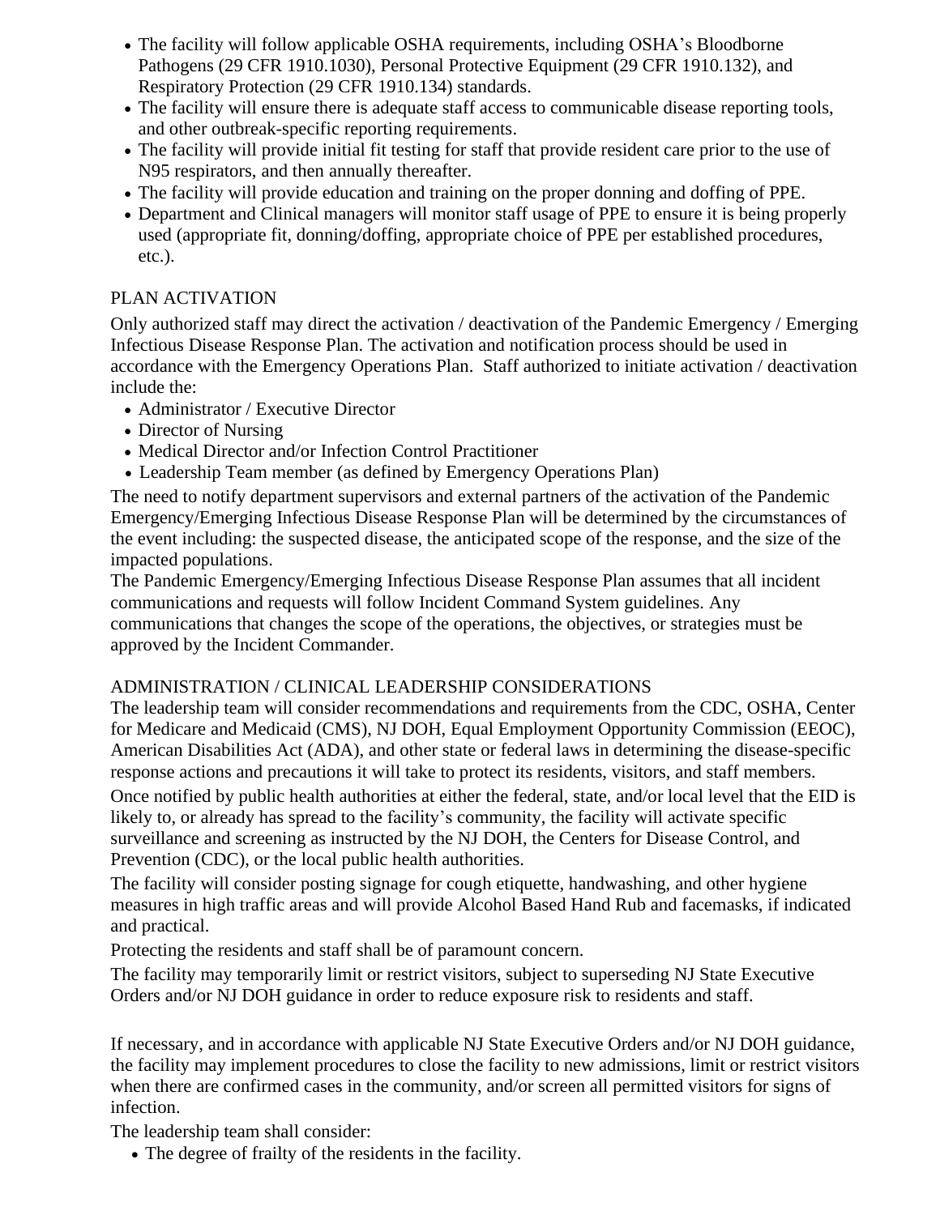- The facility will follow applicable OSHA requirements, including OSHA's Bloodborne Pathogens (29 CFR 1910.1030), Personal Protective Equipment (29 CFR 1910.132), and Respiratory Protection (29 CFR 1910.134) standards.
- The facility will ensure there is adequate staff access to communicable disease reporting tools, and other outbreak-specific reporting requirements.
- The facility will provide initial fit testing for staff that provide resident care prior to the use of N95 respirators, and then annually thereafter.
- The facility will provide education and training on the proper donning and doffing of PPE.
- Department and Clinical managers will monitor staff usage of PPE to ensure it is being properly used (appropriate fit, donning/doffing, appropriate choice of PPE per established procedures, etc.).

## PLAN ACTIVATION

Only authorized staff may direct the activation / deactivation of the Pandemic Emergency / Emerging Infectious Disease Response Plan. The activation and notification process should be used in accordance with the Emergency Operations Plan. Staff authorized to initiate activation / deactivation include the:

- Administrator / Executive Director
- Director of Nursing
- Medical Director and/or Infection Control Practitioner
- Leadership Team member (as defined by Emergency Operations Plan)

The need to notify department supervisors and external partners of the activation of the Pandemic Emergency/Emerging Infectious Disease Response Plan will be determined by the circumstances of the event including: the suspected disease, the anticipated scope of the response, and the size of the impacted populations.

The Pandemic Emergency/Emerging Infectious Disease Response Plan assumes that all incident communications and requests will follow Incident Command System guidelines. Any communications that changes the scope of the operations, the objectives, or strategies must be approved by the Incident Commander.

## ADMINISTRATION / CLINICAL LEADERSHIP CONSIDERATIONS

The leadership team will consider recommendations and requirements from the CDC, OSHA, Center for Medicare and Medicaid (CMS), NJ DOH, Equal Employment Opportunity Commission (EEOC), American Disabilities Act (ADA), and other state or federal laws in determining the disease-specific response actions and precautions it will take to protect its residents, visitors, and staff members.

Once notified by public health authorities at either the federal, state, and/or local level that the EID is likely to, or already has spread to the facility's community, the facility will activate specific surveillance and screening as instructed by the NJ DOH, the Centers for Disease Control, and Prevention (CDC), or the local public health authorities.

The facility will consider posting signage for cough etiquette, handwashing, and other hygiene measures in high traffic areas and will provide Alcohol Based Hand Rub and facemasks, if indicated and practical.

Protecting the residents and staff shall be of paramount concern.

The facility may temporarily limit or restrict visitors, subject to superseding NJ State Executive Orders and/or NJ DOH guidance in order to reduce exposure risk to residents and staff.

If necessary, and in accordance with applicable NJ State Executive Orders and/or NJ DOH guidance, the facility may implement procedures to close the facility to new admissions, limit or restrict visitors when there are confirmed cases in the community, and/or screen all permitted visitors for signs of infection.

The leadership team shall consider:

- The degree of frailty of the residents in the facility.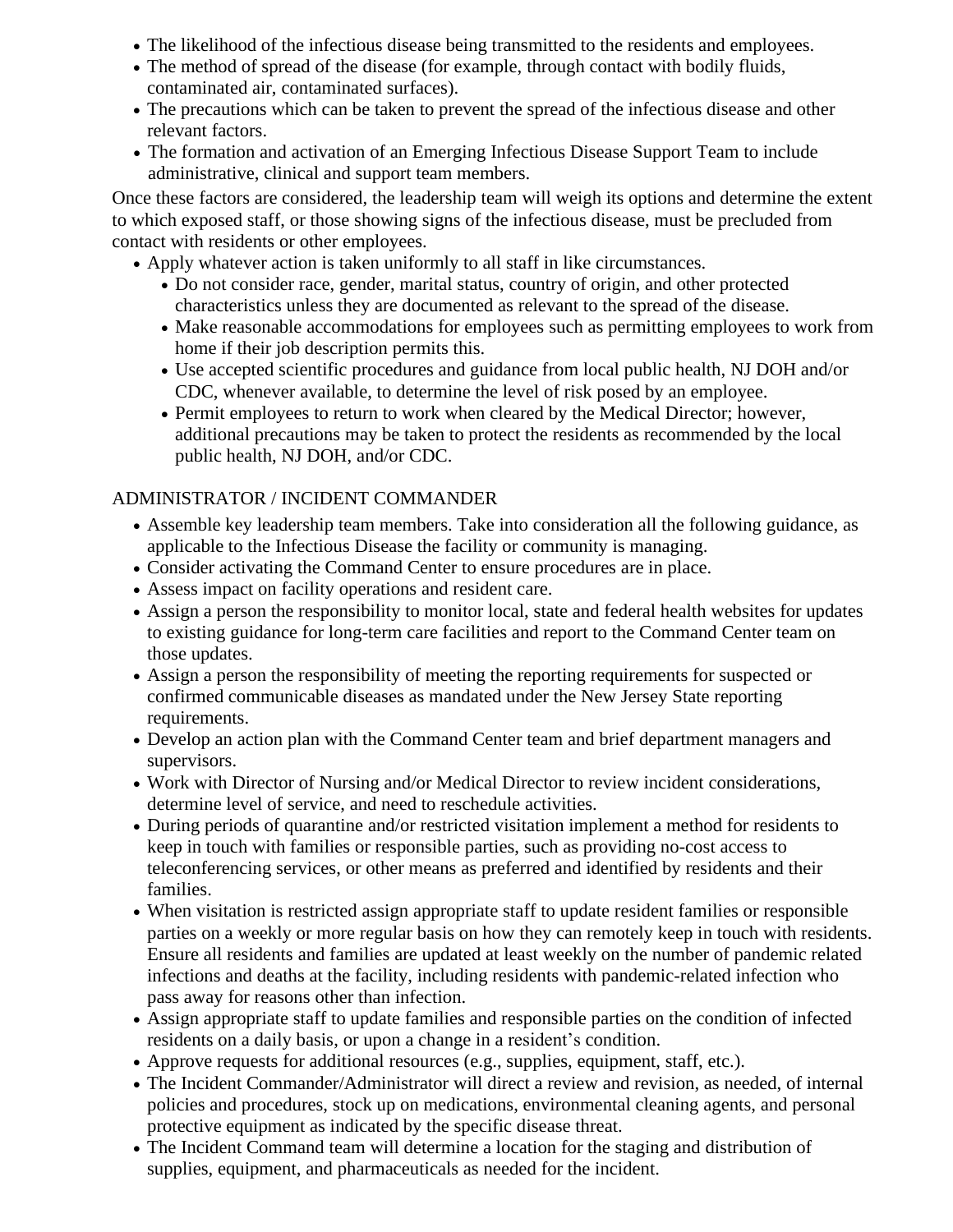- The likelihood of the infectious disease being transmitted to the residents and employees.
- The method of spread of the disease (for example, through contact with bodily fluids, contaminated air, contaminated surfaces).
- The precautions which can be taken to prevent the spread of the infectious disease and other relevant factors.
- The formation and activation of an Emerging Infectious Disease Support Team to include administrative, clinical and support team members.

Once these factors are considered, the leadership team will weigh its options and determine the extent to which exposed staff, or those showing signs of the infectious disease, must be precluded from contact with residents or other employees.

- Apply whatever action is taken uniformly to all staff in like circumstances.
  - Do not consider race, gender, marital status, country of origin, and other protected characteristics unless they are documented as relevant to the spread of the disease.
  - Make reasonable accommodations for employees such as permitting employees to work from home if their job description permits this.
  - Use accepted scientific procedures and guidance from local public health, NJ DOH and/or CDC, whenever available, to determine the level of risk posed by an employee.
  - Permit employees to return to work when cleared by the Medical Director; however, additional precautions may be taken to protect the residents as recommended by the local public health, NJ DOH, and/or CDC.

ADMINISTRATOR / INCIDENT COMMANDER

- Assemble key leadership team members. Take into consideration all the following guidance, as applicable to the Infectious Disease the facility or community is managing.
- Consider activating the Command Center to ensure procedures are in place.
- Assess impact on facility operations and resident care.
- Assign a person the responsibility to monitor local, state and federal health websites for updates to existing guidance for long-term care facilities and report to the Command Center team on those updates.
- Assign a person the responsibility of meeting the reporting requirements for suspected or confirmed communicable diseases as mandated under the New Jersey State reporting requirements.
- Develop an action plan with the Command Center team and brief department managers and supervisors.
- Work with Director of Nursing and/or Medical Director to review incident considerations, determine level of service, and need to reschedule activities.
- During periods of quarantine and/or restricted visitation implement a method for residents to keep in touch with families or responsible parties, such as providing no-cost access to teleconferencing services, or other means as preferred and identified by residents and their families.
- When visitation is restricted assign appropriate staff to update resident families or responsible parties on a weekly or more regular basis on how they can remotely keep in touch with residents. Ensure all residents and families are updated at least weekly on the number of pandemic related infections and deaths at the facility, including residents with pandemic-related infection who pass away for reasons other than infection.
- Assign appropriate staff to update families and responsible parties on the condition of infected residents on a daily basis, or upon a change in a resident's condition.
- Approve requests for additional resources (e.g., supplies, equipment, staff, etc.).
- The Incident Commander/Administrator will direct a review and revision, as needed, of internal policies and procedures, stock up on medications, environmental cleaning agents, and personal protective equipment as indicated by the specific disease threat.
- The Incident Command team will determine a location for the staging and distribution of supplies, equipment, and pharmaceuticals as needed for the incident.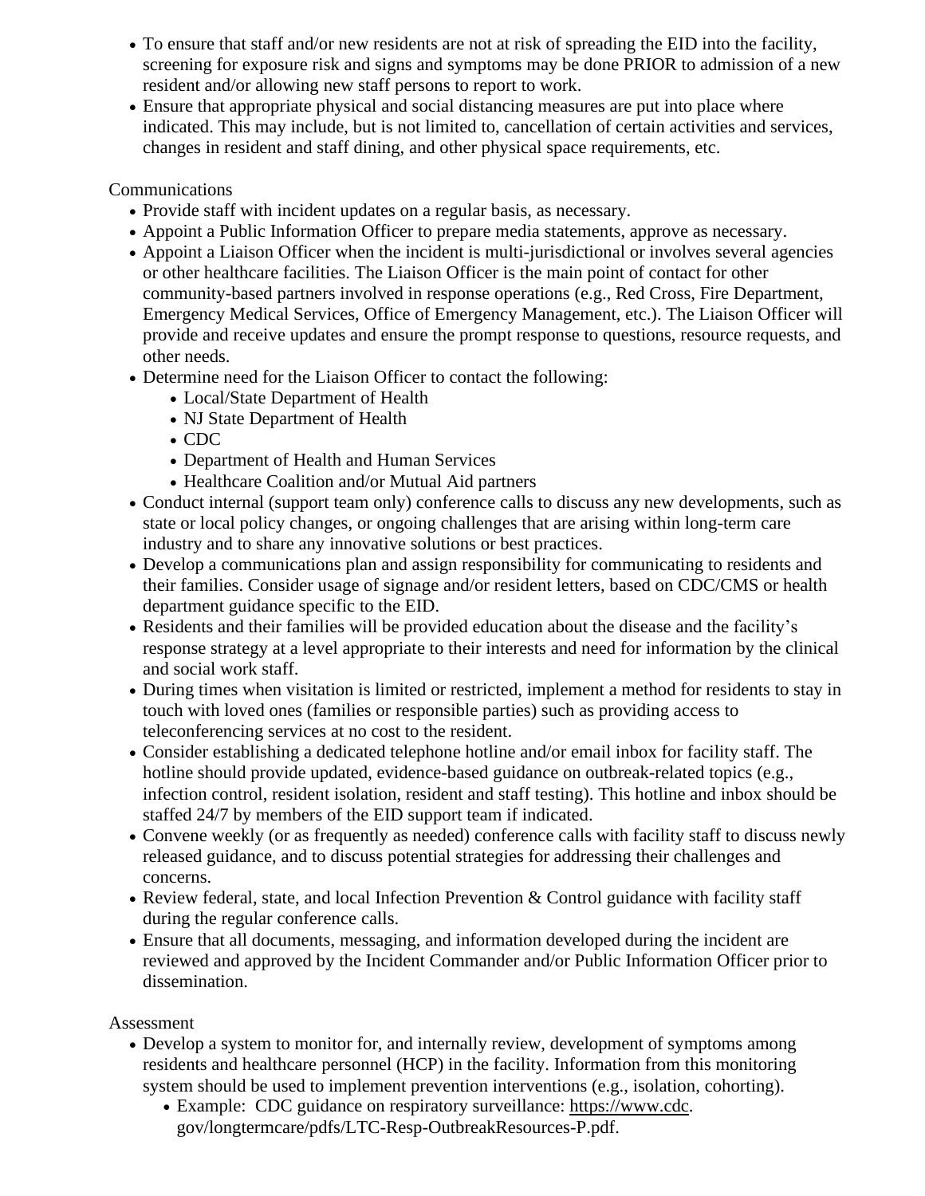- To ensure that staff and/or new residents are not at risk of spreading the EID into the facility, screening for exposure risk and signs and symptoms may be done PRIOR to admission of a new resident and/or allowing new staff persons to report to work.
- Ensure that appropriate physical and social distancing measures are put into place where indicated. This may include, but is not limited to, cancellation of certain activities and services, changes in resident and staff dining, and other physical space requirements, etc.

Communications

- Provide staff with incident updates on a regular basis, as necessary.
- Appoint a Public Information Officer to prepare media statements, approve as necessary.
- Appoint a Liaison Officer when the incident is multi-jurisdictional or involves several agencies or other healthcare facilities. The Liaison Officer is the main point of contact for other community-based partners involved in response operations (e.g., Red Cross, Fire Department, Emergency Medical Services, Office of Emergency Management, etc.). The Liaison Officer will provide and receive updates and ensure the prompt response to questions, resource requests, and other needs.
- Determine need for the Liaison Officer to contact the following:
  - Local/State Department of Health
  - NJ State Department of Health
  - CDC
  - Department of Health and Human Services
  - Healthcare Coalition and/or Mutual Aid partners
- Conduct internal (support team only) conference calls to discuss any new developments, such as state or local policy changes, or ongoing challenges that are arising within long-term care industry and to share any innovative solutions or best practices.
- Develop a communications plan and assign responsibility for communicating to residents and their families. Consider usage of signage and/or resident letters, based on CDC/CMS or health department guidance specific to the EID.
- Residents and their families will be provided education about the disease and the facility's response strategy at a level appropriate to their interests and need for information by the clinical and social work staff.
- During times when visitation is limited or restricted, implement a method for residents to stay in touch with loved ones (families or responsible parties) such as providing access to teleconferencing services at no cost to the resident.
- Consider establishing a dedicated telephone hotline and/or email inbox for facility staff. The hotline should provide updated, evidence-based guidance on outbreak-related topics (e.g., infection control, resident isolation, resident and staff testing). This hotline and inbox should be staffed 24/7 by members of the EID support team if indicated.
- Convene weekly (or as frequently as needed) conference calls with facility staff to discuss newly released guidance, and to discuss potential strategies for addressing their challenges and concerns.
- Review federal, state, and local Infection Prevention & Control guidance with facility staff during the regular conference calls.
- Ensure that all documents, messaging, and information developed during the incident are reviewed and approved by the Incident Commander and/or Public Information Officer prior to dissemination.

Assessment

- Develop a system to monitor for, and internally review, development of symptoms among residents and healthcare personnel (HCP) in the facility. Information from this monitoring system should be used to implement prevention interventions (e.g., isolation, cohorting).
  - Example: CDC guidance on respiratory surveillance: https://www.cdc.gov/longtermcare/pdfs/LTC-Resp-OutbreakResources-P.pdf.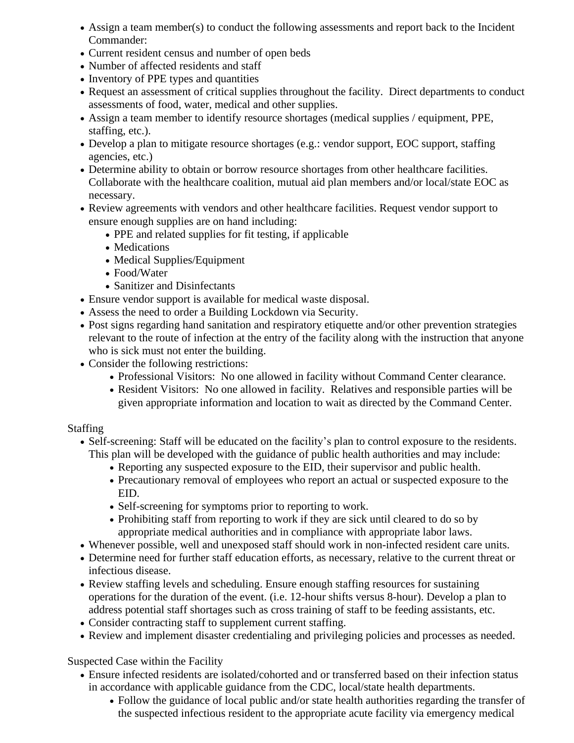- Assign a team member(s) to conduct the following assessments and report back to the Incident Commander:
- Current resident census and number of open beds
- Number of affected residents and staff
- Inventory of PPE types and quantities
- Request an assessment of critical supplies throughout the facility.  Direct departments to conduct assessments of food, water, medical and other supplies.
- Assign a team member to identify resource shortages (medical supplies / equipment, PPE, staffing, etc.).
- Develop a plan to mitigate resource shortages (e.g.: vendor support, EOC support, staffing agencies, etc.)
- Determine ability to obtain or borrow resource shortages from other healthcare facilities. Collaborate with the healthcare coalition, mutual aid plan members and/or local/state EOC as necessary.
- Review agreements with vendors and other healthcare facilities. Request vendor support to ensure enough supplies are on hand including:
  - PPE and related supplies for fit testing, if applicable
  - Medications
  - Medical Supplies/Equipment
  - Food/Water
  - Sanitizer and Disinfectants
- Ensure vendor support is available for medical waste disposal.
- Assess the need to order a Building Lockdown via Security.
- Post signs regarding hand sanitation and respiratory etiquette and/or other prevention strategies relevant to the route of infection at the entry of the facility along with the instruction that anyone who is sick must not enter the building.
- Consider the following restrictions:
  - Professional Visitors:  No one allowed in facility without Command Center clearance.
  - Resident Visitors:  No one allowed in facility.  Relatives and responsible parties will be given appropriate information and location to wait as directed by the Command Center.

Staffing

- Self-screening: Staff will be educated on the facility's plan to control exposure to the residents. This plan will be developed with the guidance of public health authorities and may include:
  - Reporting any suspected exposure to the EID, their supervisor and public health.
  - Precautionary removal of employees who report an actual or suspected exposure to the EID.
  - Self-screening for symptoms prior to reporting to work.
  - Prohibiting staff from reporting to work if they are sick until cleared to do so by appropriate medical authorities and in compliance with appropriate labor laws.
- Whenever possible, well and unexposed staff should work in non-infected resident care units.
- Determine need for further staff education efforts, as necessary, relative to the current threat or infectious disease.
- Review staffing levels and scheduling. Ensure enough staffing resources for sustaining operations for the duration of the event. (i.e. 12-hour shifts versus 8-hour). Develop a plan to address potential staff shortages such as cross training of staff to be feeding assistants, etc.
- Consider contracting staff to supplement current staffing.
- Review and implement disaster credentialing and privileging policies and processes as needed.

Suspected Case within the Facility

- Ensure infected residents are isolated/cohorted and or transferred based on their infection status in accordance with applicable guidance from the CDC, local/state health departments.
  - Follow the guidance of local public and/or state health authorities regarding the transfer of the suspected infectious resident to the appropriate acute facility via emergency medical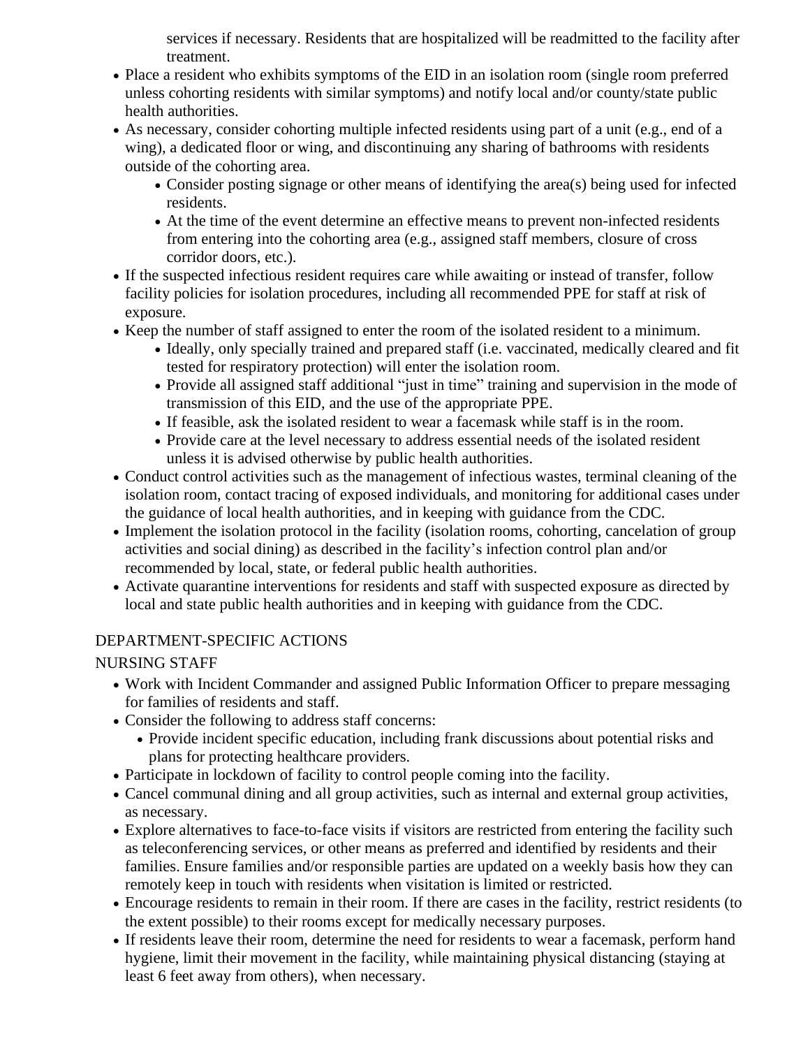services if necessary. Residents that are hospitalized will be readmitted to the facility after treatment.

- Place a resident who exhibits symptoms of the EID in an isolation room (single room preferred unless cohorting residents with similar symptoms) and notify local and/or county/state public health authorities.
- As necessary, consider cohorting multiple infected residents using part of a unit (e.g., end of a wing), a dedicated floor or wing, and discontinuing any sharing of bathrooms with residents outside of the cohorting area.
  - Consider posting signage or other means of identifying the area(s) being used for infected residents.
  - At the time of the event determine an effective means to prevent non-infected residents from entering into the cohorting area (e.g., assigned staff members, closure of cross corridor doors, etc.).
- If the suspected infectious resident requires care while awaiting or instead of transfer, follow facility policies for isolation procedures, including all recommended PPE for staff at risk of exposure.
- Keep the number of staff assigned to enter the room of the isolated resident to a minimum.
  - Ideally, only specially trained and prepared staff (i.e. vaccinated, medically cleared and fit tested for respiratory protection) will enter the isolation room.
  - Provide all assigned staff additional "just in time" training and supervision in the mode of transmission of this EID, and the use of the appropriate PPE.
  - If feasible, ask the isolated resident to wear a facemask while staff is in the room.
  - Provide care at the level necessary to address essential needs of the isolated resident unless it is advised otherwise by public health authorities.
- Conduct control activities such as the management of infectious wastes, terminal cleaning of the isolation room, contact tracing of exposed individuals, and monitoring for additional cases under the guidance of local health authorities, and in keeping with guidance from the CDC.
- Implement the isolation protocol in the facility (isolation rooms, cohorting, cancelation of group activities and social dining) as described in the facility's infection control plan and/or recommended by local, state, or federal public health authorities.
- Activate quarantine interventions for residents and staff with suspected exposure as directed by local and state public health authorities and in keeping with guidance from the CDC.

## DEPARTMENT-SPECIFIC ACTIONS

### NURSING STAFF

- Work with Incident Commander and assigned Public Information Officer to prepare messaging for families of residents and staff.
- Consider the following to address staff concerns:
  - Provide incident specific education, including frank discussions about potential risks and plans for protecting healthcare providers.
- Participate in lockdown of facility to control people coming into the facility.
- Cancel communal dining and all group activities, such as internal and external group activities, as necessary.
- Explore alternatives to face-to-face visits if visitors are restricted from entering the facility such as teleconferencing services, or other means as preferred and identified by residents and their families. Ensure families and/or responsible parties are updated on a weekly basis how they can remotely keep in touch with residents when visitation is limited or restricted.
- Encourage residents to remain in their room. If there are cases in the facility, restrict residents (to the extent possible) to their rooms except for medically necessary purposes.
- If residents leave their room, determine the need for residents to wear a facemask, perform hand hygiene, limit their movement in the facility, while maintaining physical distancing (staying at least 6 feet away from others), when necessary.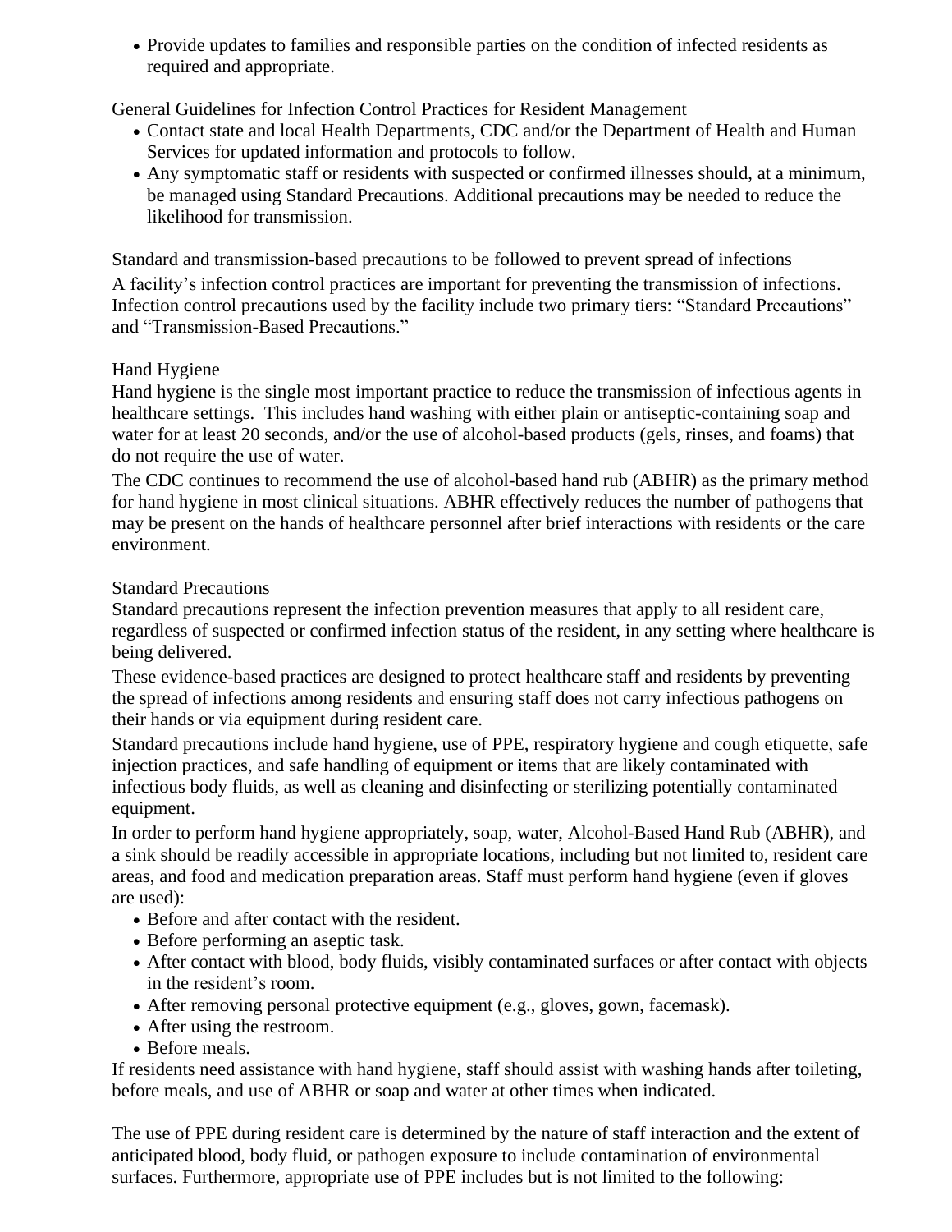- Provide updates to families and responsible parties on the condition of infected residents as required and appropriate.

General Guidelines for Infection Control Practices for Resident Management

- Contact state and local Health Departments, CDC and/or the Department of Health and Human Services for updated information and protocols to follow.
- Any symptomatic staff or residents with suspected or confirmed illnesses should, at a minimum, be managed using Standard Precautions. Additional precautions may be needed to reduce the likelihood for transmission.

Standard and transmission-based precautions to be followed to prevent spread of infections

A facility's infection control practices are important for preventing the transmission of infections. Infection control precautions used by the facility include two primary tiers: "Standard Precautions" and "Transmission-Based Precautions."

Hand Hygiene

Hand hygiene is the single most important practice to reduce the transmission of infectious agents in healthcare settings. This includes hand washing with either plain or antiseptic-containing soap and water for at least 20 seconds, and/or the use of alcohol-based products (gels, rinses, and foams) that do not require the use of water.

The CDC continues to recommend the use of alcohol-based hand rub (ABHR) as the primary method for hand hygiene in most clinical situations. ABHR effectively reduces the number of pathogens that may be present on the hands of healthcare personnel after brief interactions with residents or the care environment.

Standard Precautions

Standard precautions represent the infection prevention measures that apply to all resident care, regardless of suspected or confirmed infection status of the resident, in any setting where healthcare is being delivered.

These evidence-based practices are designed to protect healthcare staff and residents by preventing the spread of infections among residents and ensuring staff does not carry infectious pathogens on their hands or via equipment during resident care.

Standard precautions include hand hygiene, use of PPE, respiratory hygiene and cough etiquette, safe injection practices, and safe handling of equipment or items that are likely contaminated with infectious body fluids, as well as cleaning and disinfecting or sterilizing potentially contaminated equipment.

In order to perform hand hygiene appropriately, soap, water, Alcohol-Based Hand Rub (ABHR), and a sink should be readily accessible in appropriate locations, including but not limited to, resident care areas, and food and medication preparation areas. Staff must perform hand hygiene (even if gloves are used):

- Before and after contact with the resident.
- Before performing an aseptic task.
- After contact with blood, body fluids, visibly contaminated surfaces or after contact with objects in the resident's room.
- After removing personal protective equipment (e.g., gloves, gown, facemask).
- After using the restroom.
- Before meals.

If residents need assistance with hand hygiene, staff should assist with washing hands after toileting, before meals, and use of ABHR or soap and water at other times when indicated.

The use of PPE during resident care is determined by the nature of staff interaction and the extent of anticipated blood, body fluid, or pathogen exposure to include contamination of environmental surfaces. Furthermore, appropriate use of PPE includes but is not limited to the following: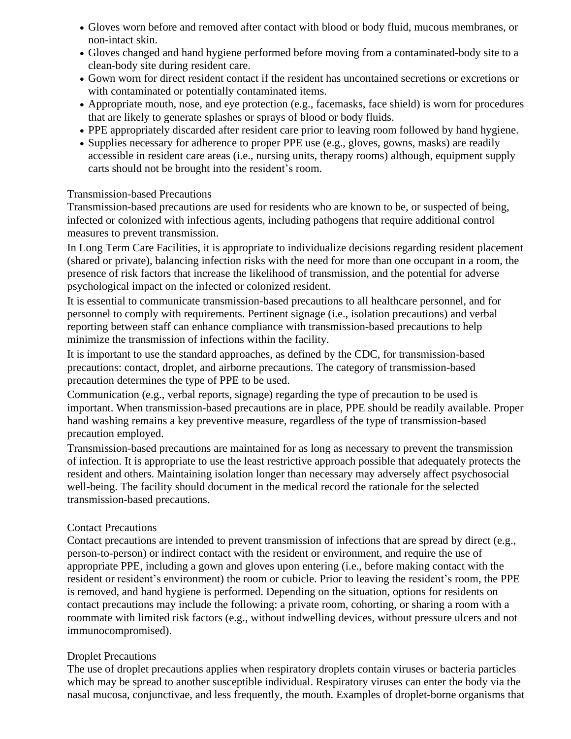- Gloves worn before and removed after contact with blood or body fluid, mucous membranes, or non-intact skin.
- Gloves changed and hand hygiene performed before moving from a contaminated-body site to a clean-body site during resident care.
- Gown worn for direct resident contact if the resident has uncontained secretions or excretions or with contaminated or potentially contaminated items.
- Appropriate mouth, nose, and eye protection (e.g., facemasks, face shield) is worn for procedures that are likely to generate splashes or sprays of blood or body fluids.
- PPE appropriately discarded after resident care prior to leaving room followed by hand hygiene.
- Supplies necessary for adherence to proper PPE use (e.g., gloves, gowns, masks) are readily accessible in resident care areas (i.e., nursing units, therapy rooms) although, equipment supply carts should not be brought into the resident's room.

### Transmission-based Precautions

Transmission-based precautions are used for residents who are known to be, or suspected of being, infected or colonized with infectious agents, including pathogens that require additional control measures to prevent transmission.

In Long Term Care Facilities, it is appropriate to individualize decisions regarding resident placement (shared or private), balancing infection risks with the need for more than one occupant in a room, the presence of risk factors that increase the likelihood of transmission, and the potential for adverse psychological impact on the infected or colonized resident.

It is essential to communicate transmission-based precautions to all healthcare personnel, and for personnel to comply with requirements. Pertinent signage (i.e., isolation precautions) and verbal reporting between staff can enhance compliance with transmission-based precautions to help minimize the transmission of infections within the facility.

It is important to use the standard approaches, as defined by the CDC, for transmission-based precautions: contact, droplet, and airborne precautions. The category of transmission-based precaution determines the type of PPE to be used.

Communication (e.g., verbal reports, signage) regarding the type of precaution to be used is important. When transmission-based precautions are in place, PPE should be readily available. Proper hand washing remains a key preventive measure, regardless of the type of transmission-based precaution employed.

Transmission-based precautions are maintained for as long as necessary to prevent the transmission of infection. It is appropriate to use the least restrictive approach possible that adequately protects the resident and others. Maintaining isolation longer than necessary may adversely affect psychosocial well-being. The facility should document in the medical record the rationale for the selected transmission-based precautions.

### Contact Precautions

Contact precautions are intended to prevent transmission of infections that are spread by direct (e.g., person-to-person) or indirect contact with the resident or environment, and require the use of appropriate PPE, including a gown and gloves upon entering (i.e., before making contact with the resident or resident's environment) the room or cubicle. Prior to leaving the resident's room, the PPE is removed, and hand hygiene is performed. Depending on the situation, options for residents on contact precautions may include the following: a private room, cohorting, or sharing a room with a roommate with limited risk factors (e.g., without indwelling devices, without pressure ulcers and not immunocompromised).

### Droplet Precautions

The use of droplet precautions applies when respiratory droplets contain viruses or bacteria particles which may be spread to another susceptible individual. Respiratory viruses can enter the body via the nasal mucosa, conjunctivae, and less frequently, the mouth. Examples of droplet-borne organisms that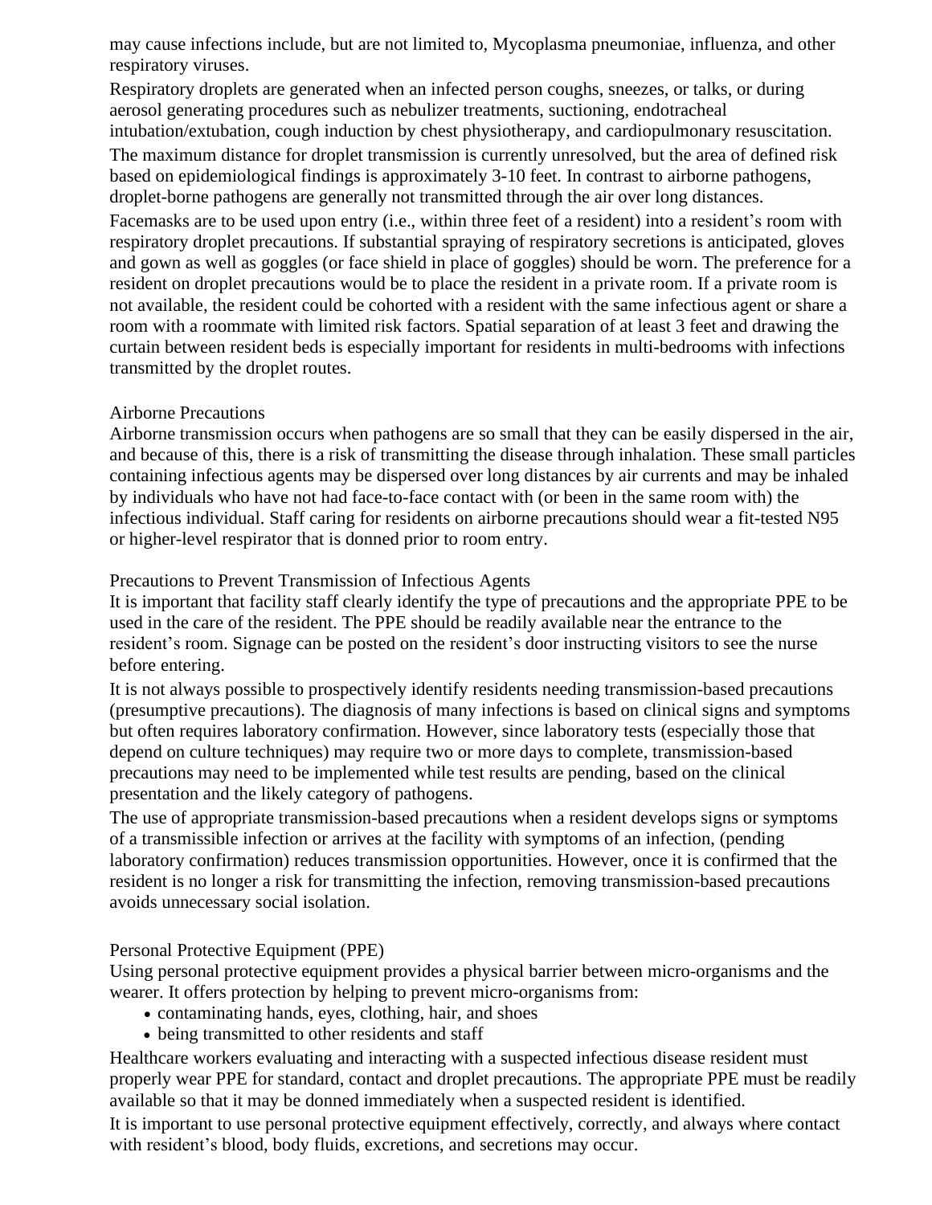may cause infections include, but are not limited to, Mycoplasma pneumoniae, influenza, and other respiratory viruses.

Respiratory droplets are generated when an infected person coughs, sneezes, or talks, or during aerosol generating procedures such as nebulizer treatments, suctioning, endotracheal intubation/extubation, cough induction by chest physiotherapy, and cardiopulmonary resuscitation.

The maximum distance for droplet transmission is currently unresolved, but the area of defined risk based on epidemiological findings is approximately 3-10 feet. In contrast to airborne pathogens, droplet-borne pathogens are generally not transmitted through the air over long distances.

Facemasks are to be used upon entry (i.e., within three feet of a resident) into a resident's room with respiratory droplet precautions. If substantial spraying of respiratory secretions is anticipated, gloves and gown as well as goggles (or face shield in place of goggles) should be worn. The preference for a resident on droplet precautions would be to place the resident in a private room. If a private room is not available, the resident could be cohorted with a resident with the same infectious agent or share a room with a roommate with limited risk factors. Spatial separation of at least 3 feet and drawing the curtain between resident beds is especially important for residents in multi-bedrooms with infections transmitted by the droplet routes.

### Airborne Precautions

Airborne transmission occurs when pathogens are so small that they can be easily dispersed in the air, and because of this, there is a risk of transmitting the disease through inhalation. These small particles containing infectious agents may be dispersed over long distances by air currents and may be inhaled by individuals who have not had face-to-face contact with (or been in the same room with) the infectious individual. Staff caring for residents on airborne precautions should wear a fit-tested N95 or higher-level respirator that is donned prior to room entry.

### Precautions to Prevent Transmission of Infectious Agents

It is important that facility staff clearly identify the type of precautions and the appropriate PPE to be used in the care of the resident. The PPE should be readily available near the entrance to the resident's room. Signage can be posted on the resident's door instructing visitors to see the nurse before entering.

It is not always possible to prospectively identify residents needing transmission-based precautions (presumptive precautions). The diagnosis of many infections is based on clinical signs and symptoms but often requires laboratory confirmation. However, since laboratory tests (especially those that depend on culture techniques) may require two or more days to complete, transmission-based precautions may need to be implemented while test results are pending, based on the clinical presentation and the likely category of pathogens.

The use of appropriate transmission-based precautions when a resident develops signs or symptoms of a transmissible infection or arrives at the facility with symptoms of an infection, (pending laboratory confirmation) reduces transmission opportunities. However, once it is confirmed that the resident is no longer a risk for transmitting the infection, removing transmission-based precautions avoids unnecessary social isolation.

### Personal Protective Equipment (PPE)

Using personal protective equipment provides a physical barrier between micro-organisms and the wearer. It offers protection by helping to prevent micro-organisms from:

- contaminating hands, eyes, clothing, hair, and shoes
- being transmitted to other residents and staff

Healthcare workers evaluating and interacting with a suspected infectious disease resident must properly wear PPE for standard, contact and droplet precautions. The appropriate PPE must be readily available so that it may be donned immediately when a suspected resident is identified.

It is important to use personal protective equipment effectively, correctly, and always where contact with resident's blood, body fluids, excretions, and secretions may occur.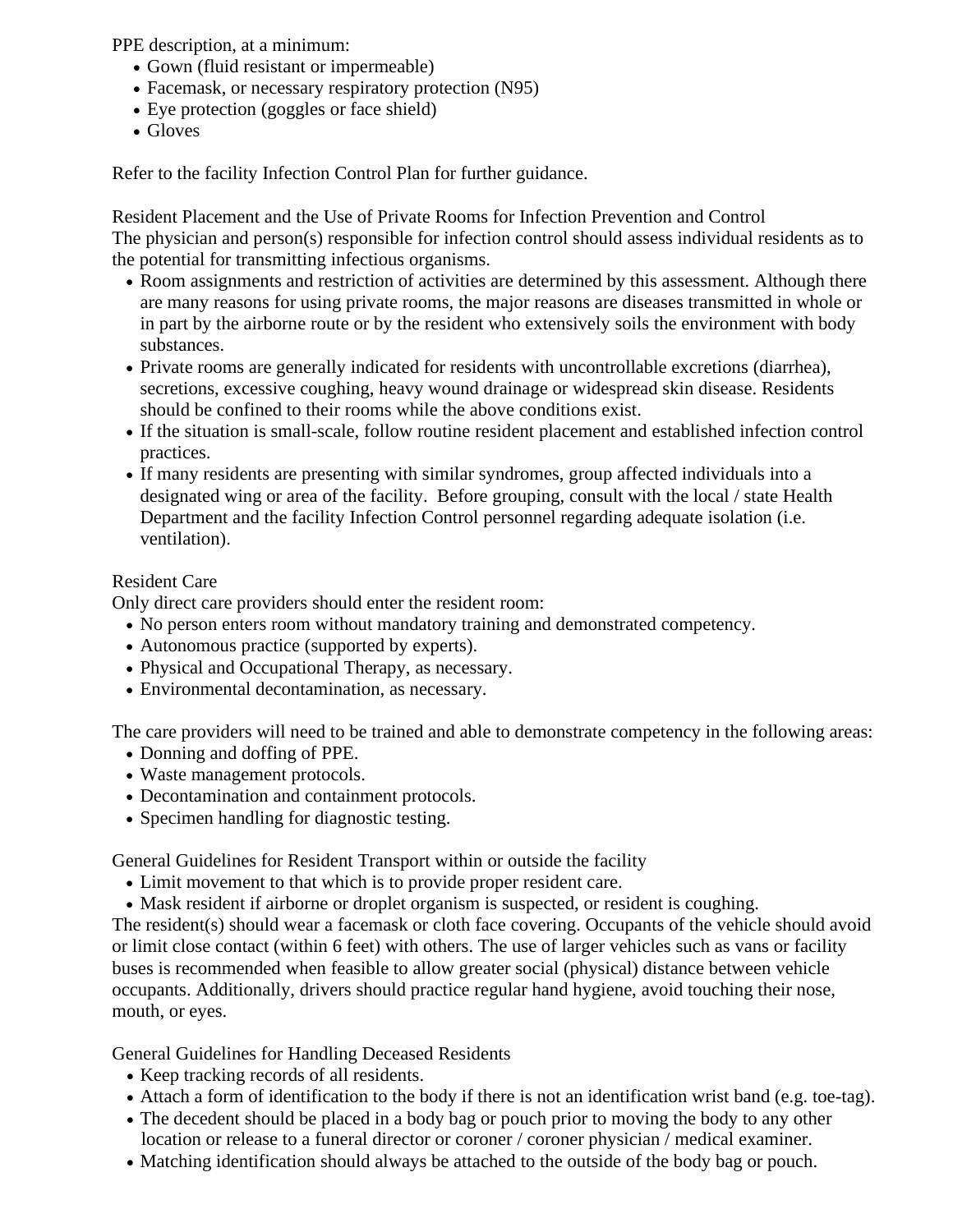PPE description, at a minimum:

- Gown (fluid resistant or impermeable)
- Facemask, or necessary respiratory protection (N95)
- Eye protection (goggles or face shield)
- Gloves

Refer to the facility Infection Control Plan for further guidance.

Resident Placement and the Use of Private Rooms for Infection Prevention and Control
The physician and person(s) responsible for infection control should assess individual residents as to the potential for transmitting infectious organisms.

- Room assignments and restriction of activities are determined by this assessment. Although there are many reasons for using private rooms, the major reasons are diseases transmitted in whole or in part by the airborne route or by the resident who extensively soils the environment with body substances.
- Private rooms are generally indicated for residents with uncontrollable excretions (diarrhea), secretions, excessive coughing, heavy wound drainage or widespread skin disease. Residents should be confined to their rooms while the above conditions exist.
- If the situation is small-scale, follow routine resident placement and established infection control practices.
- If many residents are presenting with similar syndromes, group affected individuals into a designated wing or area of the facility. Before grouping, consult with the local / state Health Department and the facility Infection Control personnel regarding adequate isolation (i.e. ventilation).

Resident Care
Only direct care providers should enter the resident room:

- No person enters room without mandatory training and demonstrated competency.
- Autonomous practice (supported by experts).
- Physical and Occupational Therapy, as necessary.
- Environmental decontamination, as necessary.

The care providers will need to be trained and able to demonstrate competency in the following areas:

- Donning and doffing of PPE.
- Waste management protocols.
- Decontamination and containment protocols.
- Specimen handling for diagnostic testing.

General Guidelines for Resident Transport within or outside the facility

- Limit movement to that which is to provide proper resident care.
- Mask resident if airborne or droplet organism is suspected, or resident is coughing.

The resident(s) should wear a facemask or cloth face covering. Occupants of the vehicle should avoid or limit close contact (within 6 feet) with others. The use of larger vehicles such as vans or facility buses is recommended when feasible to allow greater social (physical) distance between vehicle occupants. Additionally, drivers should practice regular hand hygiene, avoid touching their nose, mouth, or eyes.

General Guidelines for Handling Deceased Residents

- Keep tracking records of all residents.
- Attach a form of identification to the body if there is not an identification wrist band (e.g. toe-tag).
- The decedent should be placed in a body bag or pouch prior to moving the body to any other location or release to a funeral director or coroner / coroner physician / medical examiner.
- Matching identification should always be attached to the outside of the body bag or pouch.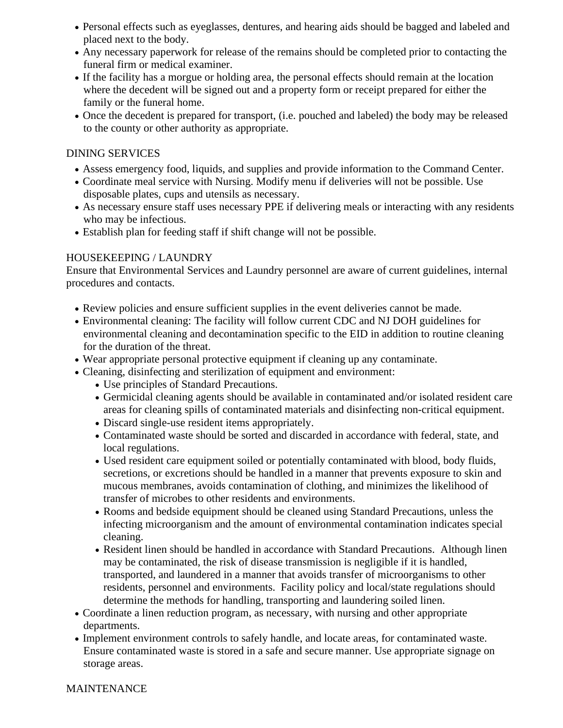- Personal effects such as eyeglasses, dentures, and hearing aids should be bagged and labeled and placed next to the body.
- Any necessary paperwork for release of the remains should be completed prior to contacting the funeral firm or medical examiner.
- If the facility has a morgue or holding area, the personal effects should remain at the location where the decedent will be signed out and a property form or receipt prepared for either the family or the funeral home.
- Once the decedent is prepared for transport, (i.e. pouched and labeled) the body may be released to the county or other authority as appropriate.

DINING SERVICES

- Assess emergency food, liquids, and supplies and provide information to the Command Center.
- Coordinate meal service with Nursing. Modify menu if deliveries will not be possible. Use disposable plates, cups and utensils as necessary.
- As necessary ensure staff uses necessary PPE if delivering meals or interacting with any residents who may be infectious.
- Establish plan for feeding staff if shift change will not be possible.

HOUSEKEEPING / LAUNDRY

Ensure that Environmental Services and Laundry personnel are aware of current guidelines, internal procedures and contacts.

- Review policies and ensure sufficient supplies in the event deliveries cannot be made.
- Environmental cleaning: The facility will follow current CDC and NJ DOH guidelines for environmental cleaning and decontamination specific to the EID in addition to routine cleaning for the duration of the threat.
- Wear appropriate personal protective equipment if cleaning up any contaminate.
- Cleaning, disinfecting and sterilization of equipment and environment:
  - Use principles of Standard Precautions.
  - Germicidal cleaning agents should be available in contaminated and/or isolated resident care areas for cleaning spills of contaminated materials and disinfecting non-critical equipment.
  - Discard single-use resident items appropriately.
  - Contaminated waste should be sorted and discarded in accordance with federal, state, and local regulations.
  - Used resident care equipment soiled or potentially contaminated with blood, body fluids, secretions, or excretions should be handled in a manner that prevents exposure to skin and mucous membranes, avoids contamination of clothing, and minimizes the likelihood of transfer of microbes to other residents and environments.
  - Rooms and bedside equipment should be cleaned using Standard Precautions, unless the infecting microorganism and the amount of environmental contamination indicates special cleaning.
  - Resident linen should be handled in accordance with Standard Precautions. Although linen may be contaminated, the risk of disease transmission is negligible if it is handled, transported, and laundered in a manner that avoids transfer of microorganisms to other residents, personnel and environments. Facility policy and local/state regulations should determine the methods for handling, transporting and laundering soiled linen.
- Coordinate a linen reduction program, as necessary, with nursing and other appropriate departments.
- Implement environment controls to safely handle, and locate areas, for contaminated waste. Ensure contaminated waste is stored in a safe and secure manner. Use appropriate signage on storage areas.

MAINTENANCE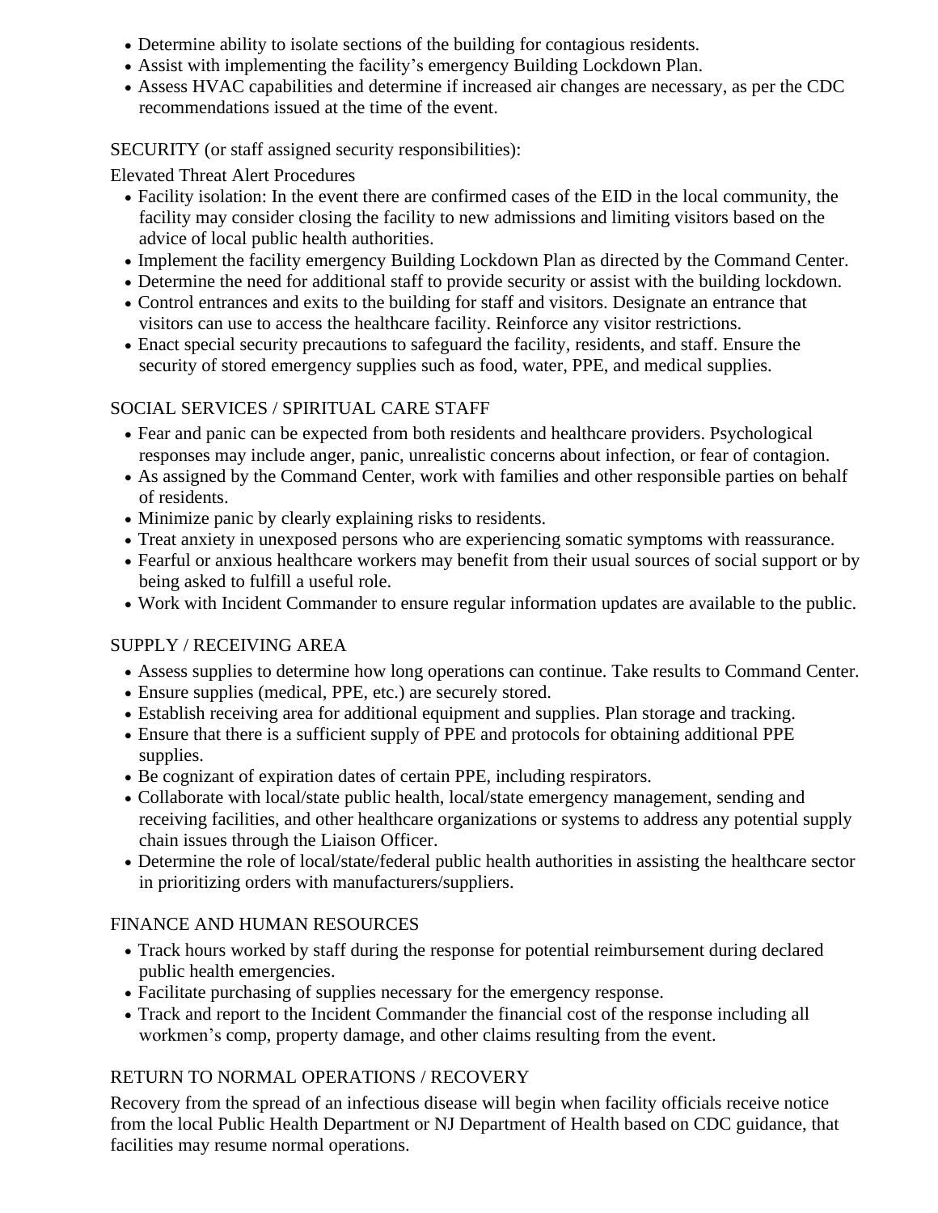- Determine ability to isolate sections of the building for contagious residents.
- Assist with implementing the facility's emergency Building Lockdown Plan.
- Assess HVAC capabilities and determine if increased air changes are necessary, as per the CDC recommendations issued at the time of the event.

SECURITY (or staff assigned security responsibilities):

Elevated Threat Alert Procedures

- Facility isolation: In the event there are confirmed cases of the EID in the local community, the facility may consider closing the facility to new admissions and limiting visitors based on the advice of local public health authorities.
- Implement the facility emergency Building Lockdown Plan as directed by the Command Center.
- Determine the need for additional staff to provide security or assist with the building lockdown.
- Control entrances and exits to the building for staff and visitors. Designate an entrance that visitors can use to access the healthcare facility. Reinforce any visitor restrictions.
- Enact special security precautions to safeguard the facility, residents, and staff. Ensure the security of stored emergency supplies such as food, water, PPE, and medical supplies.

SOCIAL SERVICES / SPIRITUAL CARE STAFF

- Fear and panic can be expected from both residents and healthcare providers. Psychological responses may include anger, panic, unrealistic concerns about infection, or fear of contagion.
- As assigned by the Command Center, work with families and other responsible parties on behalf of residents.
- Minimize panic by clearly explaining risks to residents.
- Treat anxiety in unexposed persons who are experiencing somatic symptoms with reassurance.
- Fearful or anxious healthcare workers may benefit from their usual sources of social support or by being asked to fulfill a useful role.
- Work with Incident Commander to ensure regular information updates are available to the public.

SUPPLY / RECEIVING AREA

- Assess supplies to determine how long operations can continue. Take results to Command Center.
- Ensure supplies (medical, PPE, etc.) are securely stored.
- Establish receiving area for additional equipment and supplies. Plan storage and tracking.
- Ensure that there is a sufficient supply of PPE and protocols for obtaining additional PPE supplies.
- Be cognizant of expiration dates of certain PPE, including respirators.
- Collaborate with local/state public health, local/state emergency management, sending and receiving facilities, and other healthcare organizations or systems to address any potential supply chain issues through the Liaison Officer.
- Determine the role of local/state/federal public health authorities in assisting the healthcare sector in prioritizing orders with manufacturers/suppliers.

FINANCE AND HUMAN RESOURCES

- Track hours worked by staff during the response for potential reimbursement during declared public health emergencies.
- Facilitate purchasing of supplies necessary for the emergency response.
- Track and report to the Incident Commander the financial cost of the response including all workmen's comp, property damage, and other claims resulting from the event.

RETURN TO NORMAL OPERATIONS / RECOVERY

Recovery from the spread of an infectious disease will begin when facility officials receive notice from the local Public Health Department or NJ Department of Health based on CDC guidance, that facilities may resume normal operations.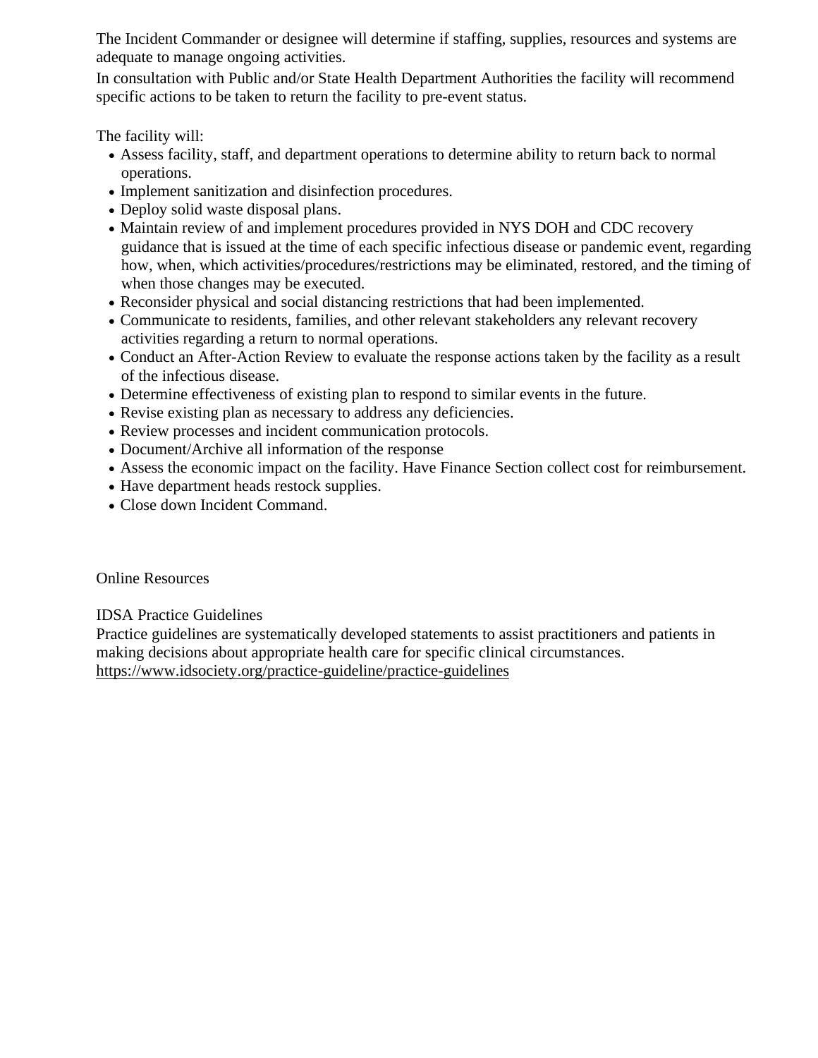The Incident Commander or designee will determine if staffing, supplies, resources and systems are adequate to manage ongoing activities.
In consultation with Public and/or State Health Department Authorities the facility will recommend specific actions to be taken to return the facility to pre-event status.

The facility will:

- Assess facility, staff, and department operations to determine ability to return back to normal operations.
- Implement sanitization and disinfection procedures.
- Deploy solid waste disposal plans.
- Maintain review of and implement procedures provided in NYS DOH and CDC recovery guidance that is issued at the time of each specific infectious disease or pandemic event, regarding how, when, which activities/procedures/restrictions may be eliminated, restored, and the timing of when those changes may be executed.
- Reconsider physical and social distancing restrictions that had been implemented.
- Communicate to residents, families, and other relevant stakeholders any relevant recovery activities regarding a return to normal operations.
- Conduct an After-Action Review to evaluate the response actions taken by the facility as a result of the infectious disease.
- Determine effectiveness of existing plan to respond to similar events in the future.
- Revise existing plan as necessary to address any deficiencies.
- Review processes and incident communication protocols.
- Document/Archive all information of the response
- Assess the economic impact on the facility. Have Finance Section collect cost for reimbursement.
- Have department heads restock supplies.
- Close down Incident Command.

Online Resources

IDSA Practice Guidelines
Practice guidelines are systematically developed statements to assist practitioners and patients in making decisions about appropriate health care for specific clinical circumstances.
https://www.idsociety.org/practice-guideline/practice-guidelines